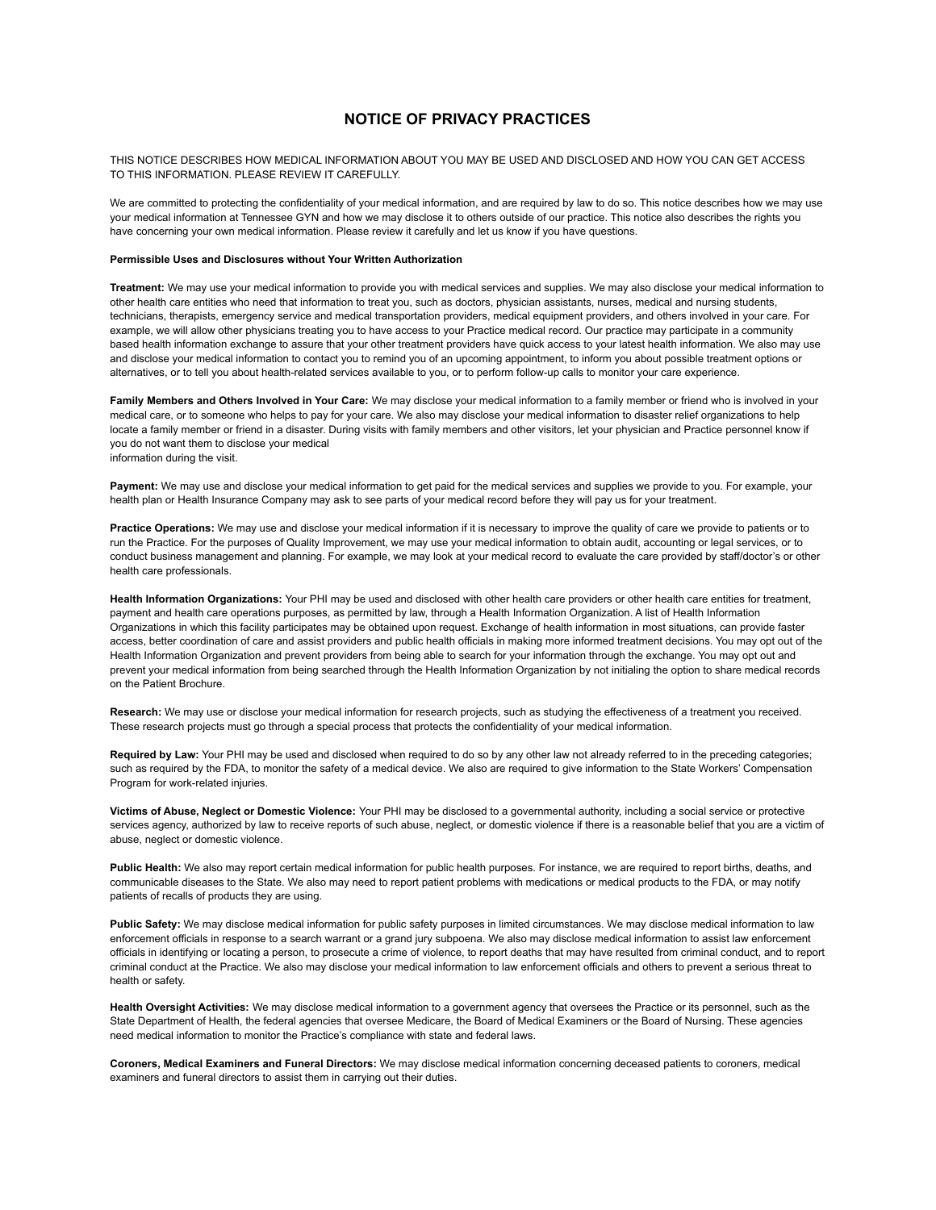# NOTICE OF PRIVACY PRACTICES

THIS NOTICE DESCRIBES HOW MEDICAL INFORMATION ABOUT YOU MAY BE USED AND DISCLOSED AND HOW YOU CAN GET ACCESS TO THIS INFORMATION. PLEASE REVIEW IT CAREFULLY.

We are committed to protecting the confidentiality of your medical information, and are required by law to do so. This notice describes how we may use your medical information at Tennessee GYN and how we may disclose it to others outside of our practice. This notice also describes the rights you have concerning your own medical information. Please review it carefully and let us know if you have questions.

**Permissible Uses and Disclosures without Your Written Authorization**

**Treatment:** We may use your medical information to provide you with medical services and supplies. We may also disclose your medical information to other health care entities who need that information to treat you, such as doctors, physician assistants, nurses, medical and nursing students, technicians, therapists, emergency service and medical transportation providers, medical equipment providers, and others involved in your care. For example, we will allow other physicians treating you to have access to your Practice medical record. Our practice may participate in a community based health information exchange to assure that your other treatment providers have quick access to your latest health information. We also may use and disclose your medical information to contact you to remind you of an upcoming appointment, to inform you about possible treatment options or alternatives, or to tell you about health-related services available to you, or to perform follow-up calls to monitor your care experience.

**Family Members and Others Involved in Your Care:** We may disclose your medical information to a family member or friend who is involved in your medical care, or to someone who helps to pay for your care. We also may disclose your medical information to disaster relief organizations to help locate a family member or friend in a disaster. During visits with family members and other visitors, let your physician and Practice personnel know if you do not want them to disclose your medical information during the visit.

**Payment:** We may use and disclose your medical information to get paid for the medical services and supplies we provide to you. For example, your health plan or Health Insurance Company may ask to see parts of your medical record before they will pay us for your treatment.

**Practice Operations:** We may use and disclose your medical information if it is necessary to improve the quality of care we provide to patients or to run the Practice. For the purposes of Quality Improvement, we may use your medical information to obtain audit, accounting or legal services, or to conduct business management and planning. For example, we may look at your medical record to evaluate the care provided by staff/doctor's or other health care professionals.

**Health Information Organizations:** Your PHI may be used and disclosed with other health care providers or other health care entities for treatment, payment and health care operations purposes, as permitted by law, through a Health Information Organization. A list of Health Information Organizations in which this facility participates may be obtained upon request. Exchange of health information in most situations, can provide faster access, better coordination of care and assist providers and public health officials in making more informed treatment decisions. You may opt out of the Health Information Organization and prevent providers from being able to search for your information through the exchange. You may opt out and prevent your medical information from being searched through the Health Information Organization by not initialing the option to share medical records on the Patient Brochure.

**Research:** We may use or disclose your medical information for research projects, such as studying the effectiveness of a treatment you received. These research projects must go through a special process that protects the confidentiality of your medical information.

**Required by Law:** Your PHI may be used and disclosed when required to do so by any other law not already referred to in the preceding categories; such as required by the FDA, to monitor the safety of a medical device. We also are required to give information to the State Workers' Compensation Program for work-related injuries.

**Victims of Abuse, Neglect or Domestic Violence:** Your PHI may be disclosed to a governmental authority, including a social service or protective services agency, authorized by law to receive reports of such abuse, neglect, or domestic violence if there is a reasonable belief that you are a victim of abuse, neglect or domestic violence.

**Public Health:** We also may report certain medical information for public health purposes. For instance, we are required to report births, deaths, and communicable diseases to the State. We also may need to report patient problems with medications or medical products to the FDA, or may notify patients of recalls of products they are using.

**Public Safety:** We may disclose medical information for public safety purposes in limited circumstances. We may disclose medical information to law enforcement officials in response to a search warrant or a grand jury subpoena. We also may disclose medical information to assist law enforcement officials in identifying or locating a person, to prosecute a crime of violence, to report deaths that may have resulted from criminal conduct, and to report criminal conduct at the Practice. We also may disclose your medical information to law enforcement officials and others to prevent a serious threat to health or safety.

**Health Oversight Activities:** We may disclose medical information to a government agency that oversees the Practice or its personnel, such as the State Department of Health, the federal agencies that oversee Medicare, the Board of Medical Examiners or the Board of Nursing. These agencies need medical information to monitor the Practice's compliance with state and federal laws.

**Coroners, Medical Examiners and Funeral Directors:** We may disclose medical information concerning deceased patients to coroners, medical examiners and funeral directors to assist them in carrying out their duties.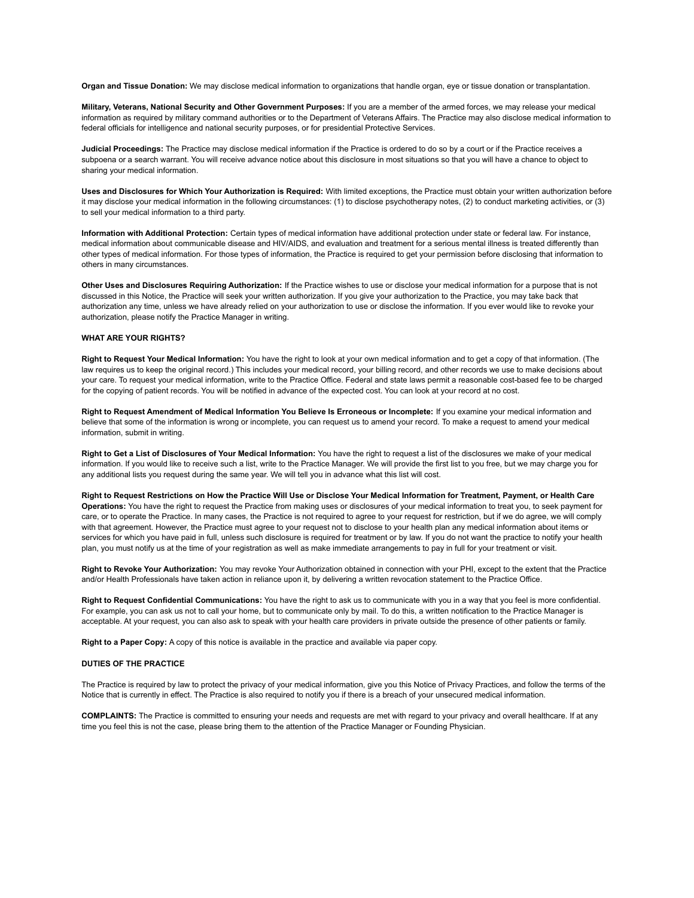**Organ and Tissue Donation:** We may disclose medical information to organizations that handle organ, eye or tissue donation or transplantation.

**Military, Veterans, National Security and Other Government Purposes:** If you are a member of the armed forces, we may release your medical information as required by military command authorities or to the Department of Veterans Affairs. The Practice may also disclose medical information to federal officials for intelligence and national security purposes, or for presidential Protective Services.

**Judicial Proceedings:** The Practice may disclose medical information if the Practice is ordered to do so by a court or if the Practice receives a subpoena or a search warrant. You will receive advance notice about this disclosure in most situations so that you will have a chance to object to sharing your medical information.

**Uses and Disclosures for Which Your Authorization is Required:** With limited exceptions, the Practice must obtain your written authorization before it may disclose your medical information in the following circumstances: (1) to disclose psychotherapy notes, (2) to conduct marketing activities, or (3) to sell your medical information to a third party.

**Information with Additional Protection:** Certain types of medical information have additional protection under state or federal law. For instance, medical information about communicable disease and HIV/AIDS, and evaluation and treatment for a serious mental illness is treated differently than other types of medical information. For those types of information, the Practice is required to get your permission before disclosing that information to others in many circumstances.

**Other Uses and Disclosures Requiring Authorization:** If the Practice wishes to use or disclose your medical information for a purpose that is not discussed in this Notice, the Practice will seek your written authorization. If you give your authorization to the Practice, you may take back that authorization any time, unless we have already relied on your authorization to use or disclose the information. If you ever would like to revoke your authorization, please notify the Practice Manager in writing.

**WHAT ARE YOUR RIGHTS?**

**Right to Request Your Medical Information:** You have the right to look at your own medical information and to get a copy of that information. (The law requires us to keep the original record.) This includes your medical record, your billing record, and other records we use to make decisions about your care. To request your medical information, write to the Practice Office. Federal and state laws permit a reasonable cost-based fee to be charged for the copying of patient records. You will be notified in advance of the expected cost. You can look at your record at no cost.

**Right to Request Amendment of Medical Information You Believe Is Erroneous or Incomplete:** If you examine your medical information and believe that some of the information is wrong or incomplete, you can request us to amend your record. To make a request to amend your medical information, submit in writing.

**Right to Get a List of Disclosures of Your Medical Information:** You have the right to request a list of the disclosures we make of your medical information. If you would like to receive such a list, write to the Practice Manager. We will provide the first list to you free, but we may charge you for any additional lists you request during the same year. We will tell you in advance what this list will cost.

**Right to Request Restrictions on How the Practice Will Use or Disclose Your Medical Information for Treatment, Payment, or Health Care Operations:** You have the right to request the Practice from making uses or disclosures of your medical information to treat you, to seek payment for care, or to operate the Practice. In many cases, the Practice is not required to agree to your request for restriction, but if we do agree, we will comply with that agreement. However, the Practice must agree to your request not to disclose to your health plan any medical information about items or services for which you have paid in full, unless such disclosure is required for treatment or by law. If you do not want the practice to notify your health plan, you must notify us at the time of your registration as well as make immediate arrangements to pay in full for your treatment or visit.

**Right to Revoke Your Authorization:** You may revoke Your Authorization obtained in connection with your PHI, except to the extent that the Practice and/or Health Professionals have taken action in reliance upon it, by delivering a written revocation statement to the Practice Office.

**Right to Request Confidential Communications:** You have the right to ask us to communicate with you in a way that you feel is more confidential. For example, you can ask us not to call your home, but to communicate only by mail. To do this, a written notification to the Practice Manager is acceptable. At your request, you can also ask to speak with your health care providers in private outside the presence of other patients or family.

**Right to a Paper Copy:** A copy of this notice is available in the practice and available via paper copy.

**DUTIES OF THE PRACTICE**

The Practice is required by law to protect the privacy of your medical information, give you this Notice of Privacy Practices, and follow the terms of the Notice that is currently in effect. The Practice is also required to notify you if there is a breach of your unsecured medical information.

**COMPLAINTS:** The Practice is committed to ensuring your needs and requests are met with regard to your privacy and overall healthcare. If at any time you feel this is not the case, please bring them to the attention of the Practice Manager or Founding Physician.